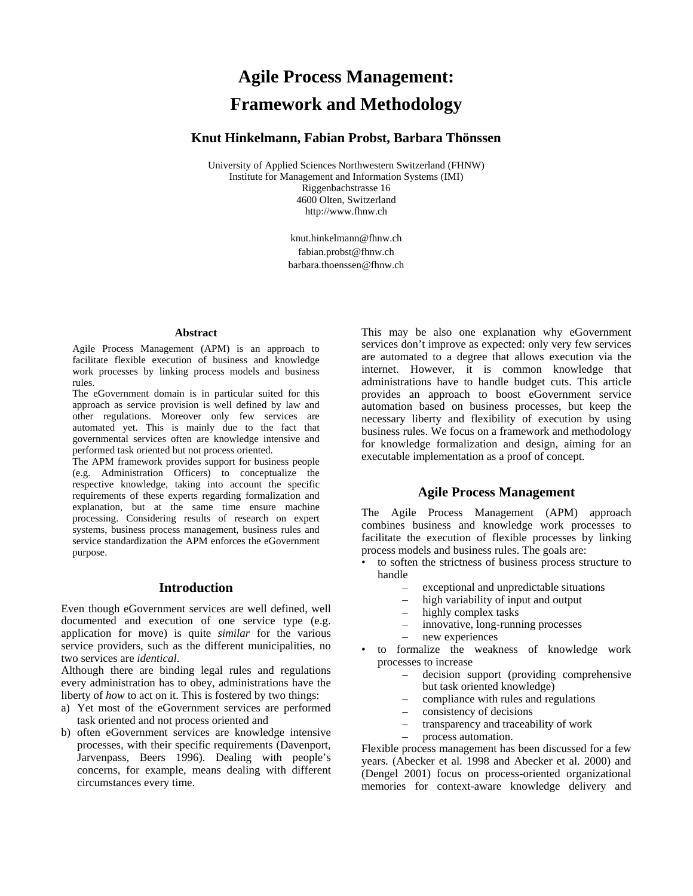# Agile Process Management: Framework and Methodology

**Knut Hinkelmann, Fabian Probst, Barbara Thönssen**

University of Applied Sciences Northwestern Switzerland (FHNW)
Institute for Management and Information Systems (IMI)
Riggenbachstrasse 16
4600 Olten, Switzerland
http://www.fhnw.ch

knut.hinkelmann@fhnw.ch
fabian.probst@fhnw.ch
barbara.thoenssen@fhnw.ch

### Abstract

Agile Process Management (APM) is an approach to facilitate flexible execution of business and knowledge work processes by linking process models and business rules.

The eGovernment domain is in particular suited for this approach as service provision is well defined by law and other regulations. Moreover only few services are automated yet. This is mainly due to the fact that governmental services often are knowledge intensive and performed task oriented but not process oriented.

The APM framework provides support for business people (e.g. Administration Officers) to conceptualize the respective knowledge, taking into account the specific requirements of these experts regarding formalization and explanation, but at the same time ensure machine processing. Considering results of research on expert systems, business process management, business rules and service standardization the APM enforces the eGovernment purpose.

## Introduction

Even though eGovernment services are well defined, well documented and execution of one service type (e.g. application for move) is quite *similar* for the various service providers, such as the different municipalities, no two services are *identical*.

Although there are binding legal rules and regulations every administration has to obey, administrations have the liberty of *how* to act on it. This is fostered by two things:

a) Yet most of the eGovernment services are performed task oriented and not process oriented and
b) often eGovernment services are knowledge intensive processes, with their specific requirements (Davenport, Jarvenpass, Beers 1996). Dealing with people's concerns, for example, means dealing with different circumstances every time.

This may be also one explanation why eGovernment services don't improve as expected: only very few services are automated to a degree that allows execution via the internet. However, it is common knowledge that administrations have to handle budget cuts. This article provides an approach to boost eGovernment service automation based on business processes, but keep the necessary liberty and flexibility of execution by using business rules. We focus on a framework and methodology for knowledge formalization and design, aiming for an executable implementation as a proof of concept.

## Agile Process Management

The Agile Process Management (APM) approach combines business and knowledge work processes to facilitate the execution of flexible processes by linking process models and business rules. The goals are:

- to soften the strictness of business process structure to handle
  - exceptional and unpredictable situations
  - high variability of input and output
  - highly complex tasks
  - innovative, long-running processes
  - new experiences
- to formalize the weakness of knowledge work processes to increase
  - decision support (providing comprehensive but task oriented knowledge)
  - compliance with rules and regulations
  - consistency of decisions
  - transparency and traceability of work
  - process automation.

Flexible process management has been discussed for a few years. (Abecker et al. 1998 and Abecker et al. 2000) and (Dengel 2001) focus on process-oriented organizational memories for context-aware knowledge delivery and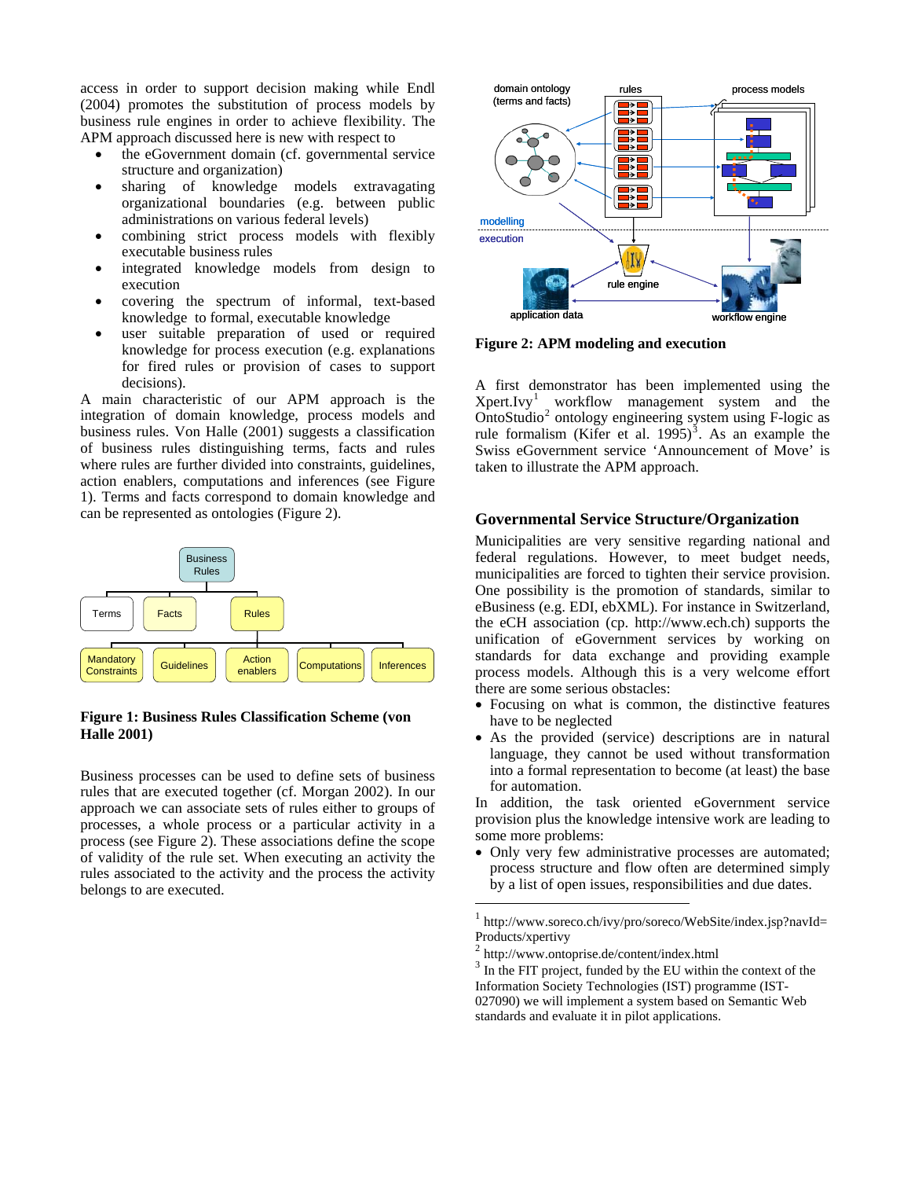access in order to support decision making while Endl (2004) promotes the substitution of process models by business rule engines in order to achieve flexibility. The APM approach discussed here is new with respect to

- the eGovernment domain (cf. governmental service structure and organization)
- sharing of knowledge models extravagating organizational boundaries (e.g. between public administrations on various federal levels)
- combining strict process models with flexibly executable business rules
- integrated knowledge models from design to execution
- covering the spectrum of informal, text-based knowledge to formal, executable knowledge
- user suitable preparation of used or required knowledge for process execution (e.g. explanations for fired rules or provision of cases to support decisions).

A main characteristic of our APM approach is the integration of domain knowledge, process models and business rules. Von Halle (2001) suggests a classification of business rules distinguishing terms, facts and rules where rules are further divided into constraints, guidelines, action enablers, computations and inferences (see Figure 1). Terms and facts correspond to domain knowledge and can be represented as ontologies (Figure 2).

Business Rules
- Terms
- Facts
- Rules
  - Mandatory Constraints
  - Guidelines
  - Action enablers
  - Computations
  - Inferences

**Figure 1: Business Rules Classification Scheme (von Halle 2001)**

Business processes can be used to define sets of business rules that are executed together (cf. Morgan 2002). In our approach we can associate sets of rules either to groups of processes, a whole process or a particular activity in a process (see Figure 2). These associations define the scope of validity of the rule set. When executing an activity the rules associated to the activity and the process the activity belongs to are executed.

**Figure 2: APM modeling and execution**

A first demonstrator has been implemented using the Xpert.Ivy[1] workflow management system and the OntoStudio[2] ontology engineering system using F-logic as rule formalism (Kifer et al. 1995)[3]. As an example the Swiss eGovernment service 'Announcement of Move' is taken to illustrate the APM approach.

## Governmental Service Structure/Organization

Municipalities are very sensitive regarding national and federal regulations. However, to meet budget needs, municipalities are forced to tighten their service provision. One possibility is the promotion of standards, similar to eBusiness (e.g. EDI, ebXML). For instance in Switzerland, the eCH association (cp. http://www.ech.ch) supports the unification of eGovernment services by working on standards for data exchange and providing example process models. Although this is a very welcome effort there are some serious obstacles:

- Focusing on what is common, the distinctive features have to be neglected
- As the provided (service) descriptions are in natural language, they cannot be used without transformation into a formal representation to become (at least) the base for automation.

In addition, the task oriented eGovernment service provision plus the knowledge intensive work are leading to some more problems:

- Only very few administrative processes are automated; process structure and flow often are determined simply by a list of open issues, responsibilities and due dates.

---

[1] http://www.soreco.ch/ivy/pro/soreco/WebSite/index.jsp?navId=Products/xpertivy

[2] http://www.ontoprise.de/content/index.html

[3] In the FIT project, funded by the EU within the context of the Information Society Technologies (IST) programme (IST-027090) we will implement a system based on Semantic Web standards and evaluate it in pilot applications.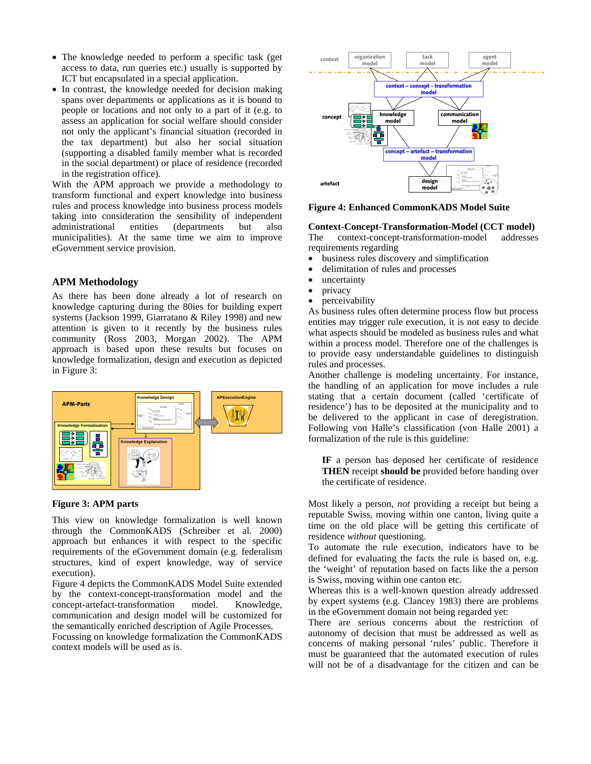- The knowledge needed to perform a specific task (get access to data, run queries etc.) usually is supported by ICT but encapsulated in a special application.
- In contrast, the knowledge needed for decision making spans over departments or applications as it is bound to people or locations and not only to a part of it (e.g. to assess an application for social welfare should consider not only the applicant's financial situation (recorded in the tax department) but also her social situation (supporting a disabled family member what is recorded in the social department) or place of residence (recorded in the registration office).

With the APM approach we provide a methodology to transform functional and expert knowledge into business rules and process knowledge into business process models taking into consideration the sensibility of independent administrational entities (departments but also municipalities). At the same time we aim to improve eGovernment service provision.

## APM Methodology

As there has been done already a lot of research on knowledge capturing during the 80ies for building expert systems (Jackson 1999, Giarratano & Riley 1998) and new attention is given to it recently by the business rules community (Ross 2003, Morgan 2002). The APM approach is based upon these results but focuses on knowledge formalization, design and execution as depicted in Figure 3:

**Figure 3: APM parts**

This view on knowledge formalization is well known through the CommonKADS (Schreiber et al. 2000) approach but enhances it with respect to the specific requirements of the eGovernment domain (e.g. federalism structures, kind of expert knowledge, way of service execution).

Figure 4 depicts the CommonKADS Model Suite extended by the context-concept-transformation model and the concept-artefact-transformation model. Knowledge, communication and design model will be customized for the semantically enriched description of Agile Processes.

Focussing on knowledge formalization the CommonKADS context models will be used as is.

**Figure 4: Enhanced CommonKADS Model Suite**

### Context-Concept-Transformation-Model (CCT model)

The context-concept-transformation-model addresses requirements regarding

- business rules discovery and simplification
- delimitation of rules and processes
- uncertainty
- privacy
- perceivability

As business rules often determine process flow but process entities may trigger rule execution, it is not easy to decide what aspects should be modeled as business rules and what within a process model. Therefore one of the challenges is to provide easy understandable guidelines to distinguish rules and processes.

Another challenge is modeling uncertainty. For instance, the handling of an application for move includes a rule stating that a certain document (called 'certificate of residence') has to be deposited at the municipality and to be delivered to the applicant in case of deregistration. Following von Halle's classification (von Halle 2001) a formalization of the rule is this guideline:

> **IF** a person has deposed her certificate of residence **THEN** receipt **should be** provided before handing over the certificate of residence.

Most likely a person, *not* providing a receipt but being a reputable Swiss, moving within one canton, living quite a time on the old place will be getting this certificate of residence *without* questioning.

To automate the rule execution, indicators have to be defined for evaluating the facts the rule is based on, e.g. the 'weight' of reputation based on facts like the a person is Swiss, moving within one canton etc.

Whereas this is a well-known question already addressed by expert systems (e.g. Clancey 1983) there are problems in the eGovernment domain not being regarded yet:

There are serious concerns about the restriction of autonomy of decision that must be addressed as well as concerns of making personal 'rules' public. Therefore it must be guaranteed that the automated execution of rules will not be of a disadvantage for the citizen and can be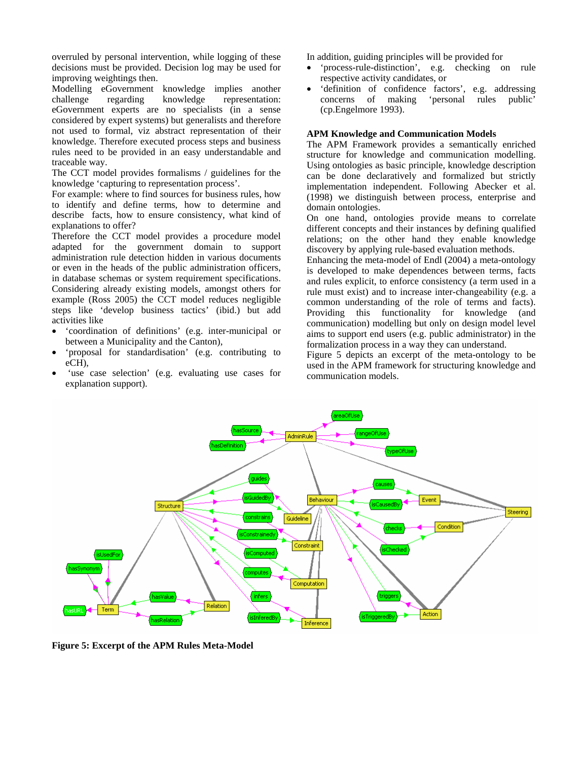overruled by personal intervention, while logging of these decisions must be provided. Decision log may be used for improving weightings then.

Modelling eGovernment knowledge implies another challenge regarding knowledge representation: eGovernment experts are no specialists (in a sense considered by expert systems) but generalists and therefore not used to formal, viz abstract representation of their knowledge. Therefore executed process steps and business rules need to be provided in an easy understandable and traceable way.

The CCT model provides formalisms / guidelines for the knowledge 'capturing to representation process'.

For example: where to find sources for business rules, how to identify and define terms, how to determine and describe facts, how to ensure consistency, what kind of explanations to offer?

Therefore the CCT model provides a procedure model adapted for the government domain to support administration rule detection hidden in various documents or even in the heads of the public administration officers, in database schemas or system requirement specifications. Considering already existing models, amongst others for example (Ross 2005) the CCT model reduces negligible steps like 'develop business tactics' (ibid.) but add activities like

- 'coordination of definitions' (e.g. inter-municipal or between a Municipality and the Canton),
- 'proposal for standardisation' (e.g. contributing to eCH),
- 'use case selection' (e.g. evaluating use cases for explanation support).

In addition, guiding principles will be provided for

- 'process-rule-distinction', e.g. checking on rule respective activity candidates, or
- 'definition of confidence factors', e.g. addressing concerns of making 'personal rules public' (cp.Engelmore 1993).

**APM Knowledge and Communication Models**

The APM Framework provides a semantically enriched structure for knowledge and communication modelling. Using ontologies as basic principle, knowledge description can be done declaratively and formalized but strictly implementation independent. Following Abecker et al. (1998) we distinguish between process, enterprise and domain ontologies.

On one hand, ontologies provide means to correlate different concepts and their instances by defining qualified relations; on the other hand they enable knowledge discovery by applying rule-based evaluation methods.

Enhancing the meta-model of Endl (2004) a meta-ontology is developed to make dependences between terms, facts and rules explicit, to enforce consistency (a term used in a rule must exist) and to increase inter-changeability (e.g. a common understanding of the role of terms and facts). Providing this functionality for knowledge (and communication) modelling but only on design model level aims to support end users (e.g. public administrator) in the formalization process in a way they can understand.

Figure 5 depicts an excerpt of the meta-ontology to be used in the APM framework for structuring knowledge and communication models.

**Figure 5: Excerpt of the APM Rules Meta-Model**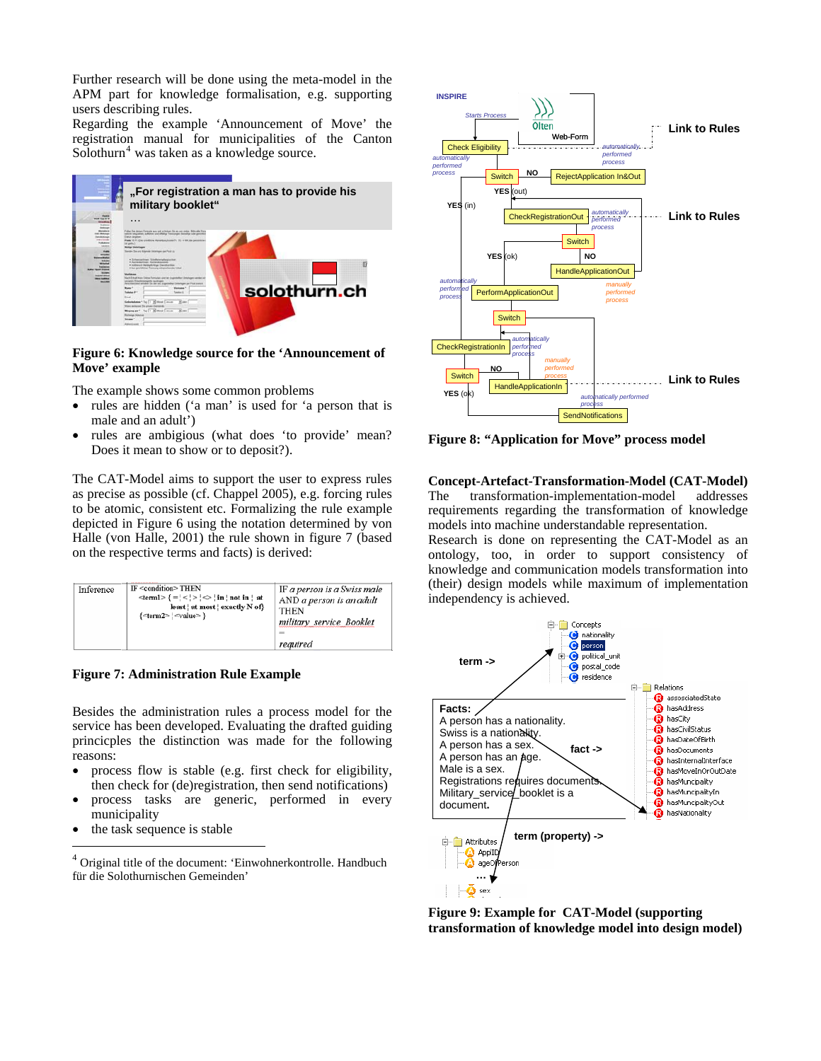Further research will be done using the meta-model in the APM part for knowledge formalisation, e.g. supporting users describing rules.
Regarding the example 'Announcement of Move' the registration manual for municipalities of the Canton Solothurn[4] was taken as a knowledge source.

**Figure 6: Knowledge source for the 'Announcement of Move' example**

The example shows some common problems

- rules are hidden ('a man' is used for 'a person that is male and an adult')
- rules are ambigious (what does 'to provide' mean? Does it mean to show or to deposit?).

The CAT-Model aims to support the user to express rules as precise as possible (cf. Chappel 2005), e.g. forcing rules to be atomic, consistent etc. Formalizing the rule example depicted in Figure 6 using the notation determined by von Halle (von Halle, 2001) the rule shown in figure 7 (based on the respective terms and facts) is derived:

| Inference | IF <condition> THEN <term1> {= \| < \| > \| <> \| in \| not in \| at least \| at most \| exactly N of} {<term2> \| <value> } | IF *a person* is *a Swiss male* AND *a person* is *an adult* THEN *military service Booklet* = *required* |
|---|---|---|

**Figure 7: Administration Rule Example**

Besides the administration rules a process model for the service has been developed. Evaluating the drafted guiding princicples the distinction was made for the following reasons:

- process flow is stable (e.g. first check for eligibility, then check for (de)registration, then send notifications)
- process tasks are generic, performed in every municipality
- the task sequence is stable

[4] Original title of the document: 'Einwohnerkontrolle. Handbuch für die Solothurnischen Gemeinden'

**Figure 8: "Application for Move" process model**

## Concept-Artefact-Transformation-Model (CAT-Model)

The transformation-implementation-model addresses requirements regarding the transformation of knowledge models into machine understandable representation.
Research is done on representing the CAT-Model as an ontology, too, in order to support consistency of knowledge and communication models transformation into (their) design models while maximum of implementation independency is achieved.

**Figure 9: Example for CAT-Model (supporting transformation of knowledge model into design model)**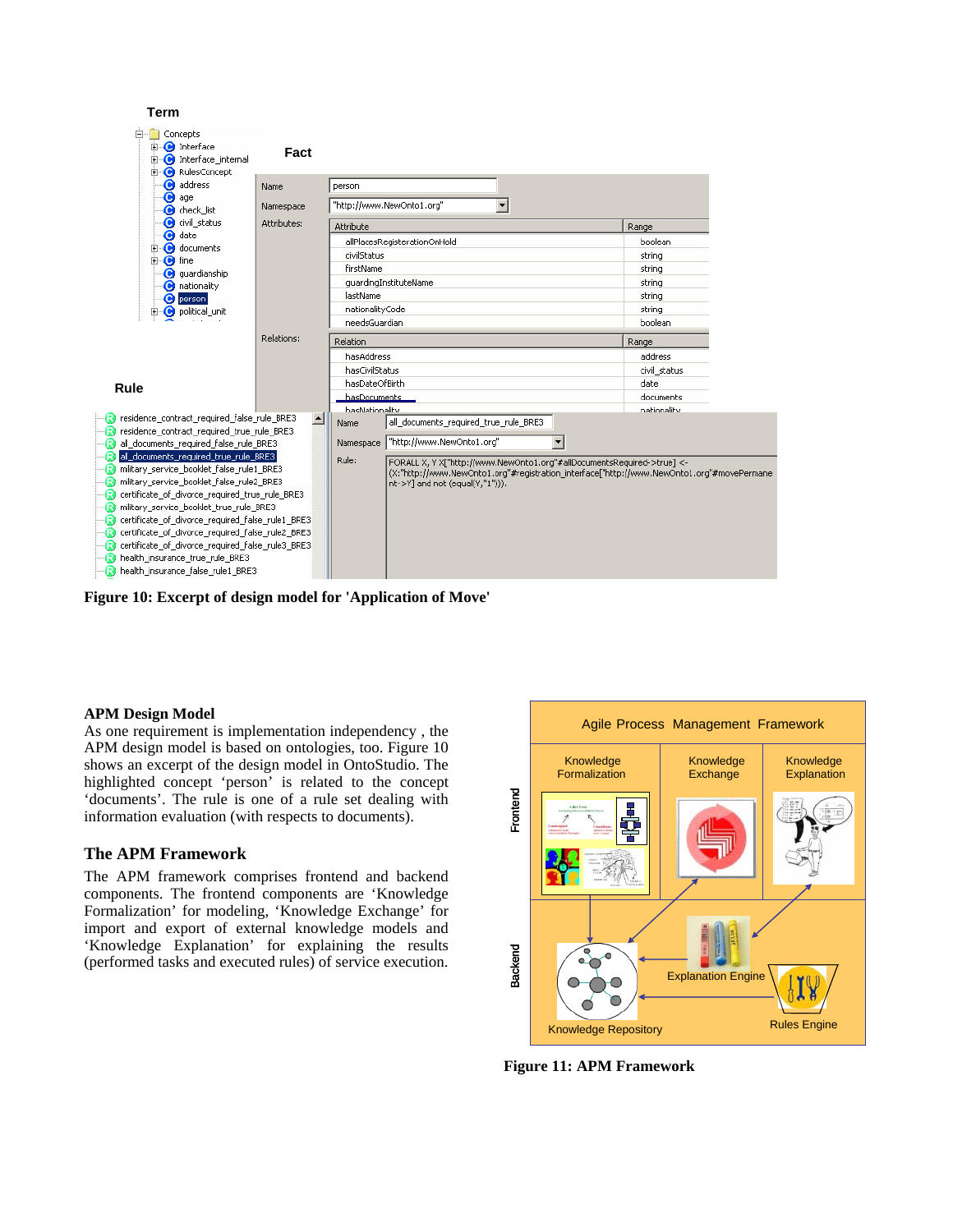Figure 10: Excerpt of design model for 'Application of Move'

## APM Design Model

As one requirement is implementation independency , the APM design model is based on ontologies, too. Figure 10 shows an excerpt of the design model in OntoStudio. The highlighted concept 'person' is related to the concept 'documents'. The rule is one of a rule set dealing with information evaluation (with respects to documents).

## The APM Framework

The APM framework comprises frontend and backend components. The frontend components are 'Knowledge Formalization' for modeling, 'Knowledge Exchange' for import and export of external knowledge models and 'Knowledge Explanation' for explaining the results (performed tasks and executed rules) of service execution.

Figure 11: APM Framework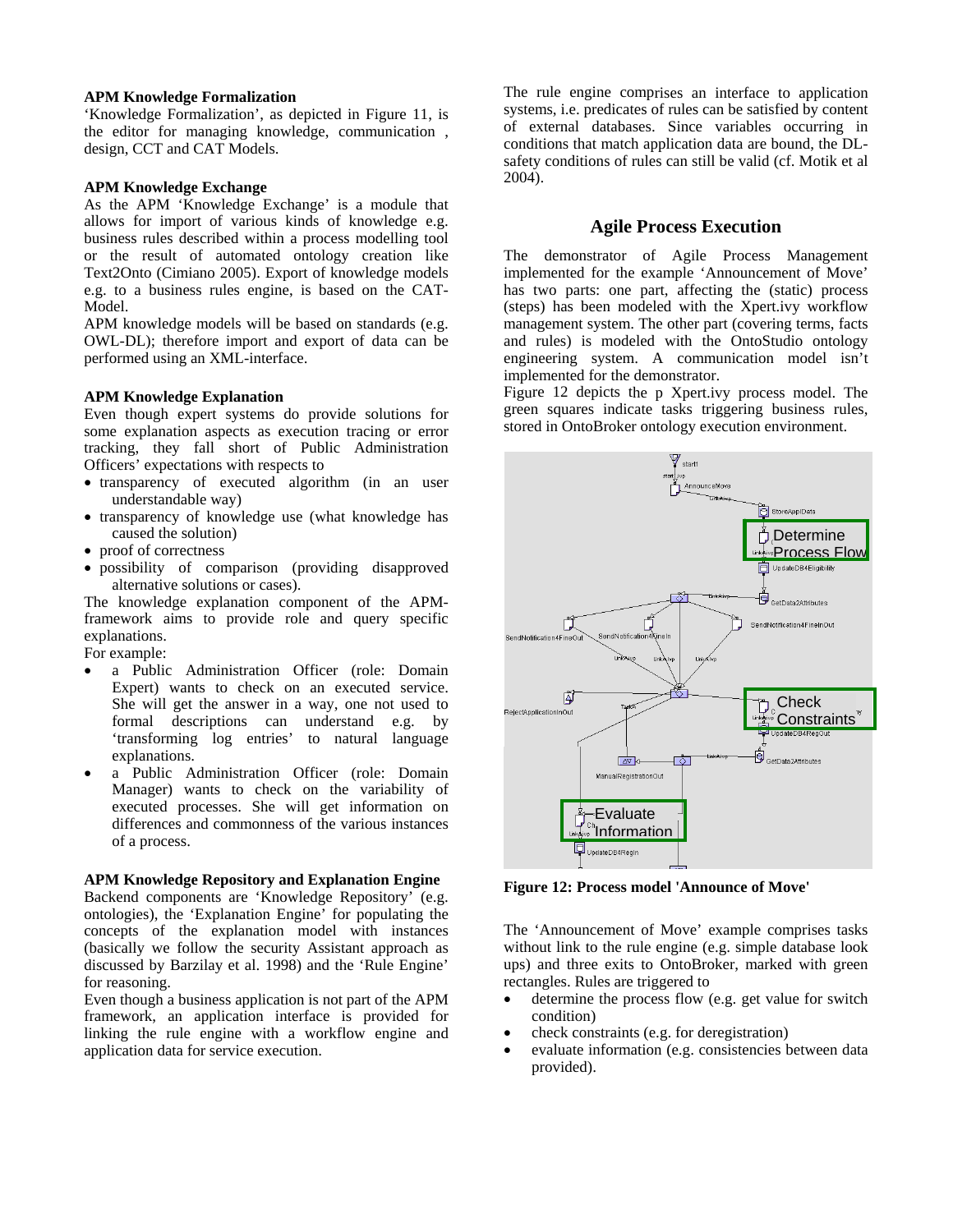**APM Knowledge Formalization**

'Knowledge Formalization', as depicted in Figure 11, is the editor for managing knowledge, communication , design, CCT and CAT Models.

**APM Knowledge Exchange**

As the APM 'Knowledge Exchange' is a module that allows for import of various kinds of knowledge e.g. business rules described within a process modelling tool or the result of automated ontology creation like Text2Onto (Cimiano 2005). Export of knowledge models e.g. to a business rules engine, is based on the CAT-Model.

APM knowledge models will be based on standards (e.g. OWL-DL); therefore import and export of data can be performed using an XML-interface.

**APM Knowledge Explanation**

Even though expert systems do provide solutions for some explanation aspects as execution tracing or error tracking, they fall short of Public Administration Officers' expectations with respects to

- transparency of executed algorithm (in an user understandable way)
- transparency of knowledge use (what knowledge has caused the solution)
- proof of correctness
- possibility of comparison (providing disapproved alternative solutions or cases).

The knowledge explanation component of the APM-framework aims to provide role and query specific explanations.

For example:

- a Public Administration Officer (role: Domain Expert) wants to check on an executed service. She will get the answer in a way, one not used to formal descriptions can understand e.g. by 'transforming log entries' to natural language explanations.
- a Public Administration Officer (role: Domain Manager) wants to check on the variability of executed processes. She will get information on differences and commonness of the various instances of a process.

**APM Knowledge Repository and Explanation Engine**

Backend components are 'Knowledge Repository' (e.g. ontologies), the 'Explanation Engine' for populating the concepts of the explanation model with instances (basically we follow the security Assistant approach as discussed by Barzilay et al. 1998) and the 'Rule Engine' for reasoning.

Even though a business application is not part of the APM framework, an application interface is provided for linking the rule engine with a workflow engine and application data for service execution.

The rule engine comprises an interface to application systems, i.e. predicates of rules can be satisfied by content of external databases. Since variables occurring in conditions that match application data are bound, the DL-safety conditions of rules can still be valid (cf. Motik et al 2004).

## Agile Process Execution

The demonstrator of Agile Process Management implemented for the example 'Announcement of Move' has two parts: one part, affecting the (static) process (steps) has been modeled with the Xpert.ivy workflow management system. The other part (covering terms, facts and rules) is modeled with the OntoStudio ontology engineering system. A communication model isn't implemented for the demonstrator.

Figure 12 depicts the p Xpert.ivy process model. The green squares indicate tasks triggering business rules, stored in OntoBroker ontology execution environment.

**Figure 12: Process model 'Announce of Move'**

The 'Announcement of Move' example comprises tasks without link to the rule engine (e.g. simple database look ups) and three exits to OntoBroker, marked with green rectangles. Rules are triggered to

- determine the process flow (e.g. get value for switch condition)
- check constraints (e.g. for deregistration)
- evaluate information (e.g. consistencies between data provided).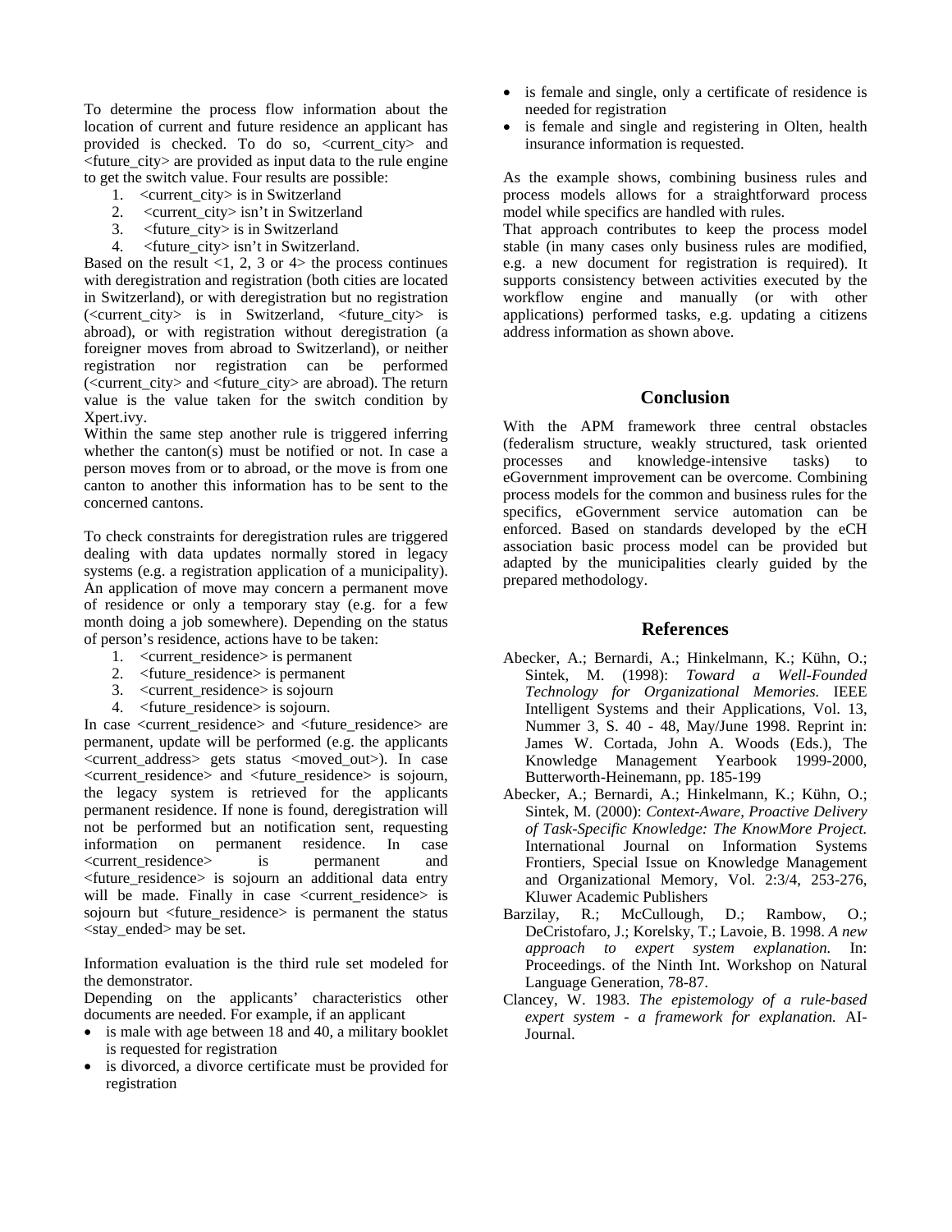To determine the process flow information about the location of current and future residence an applicant has provided is checked. To do so, <current_city> and <future_city> are provided as input data to the rule engine to get the switch value. Four results are possible:

1. <current_city> is in Switzerland
2. <current_city> isn't in Switzerland
3. <future_city> is in Switzerland
4. <future_city> isn't in Switzerland.

Based on the result <1, 2, 3 or 4> the process continues with deregistration and registration (both cities are located in Switzerland), or with deregistration but no registration (<current_city> is in Switzerland, <future_city> is abroad), or with registration without deregistration (a foreigner moves from abroad to Switzerland), or neither registration nor registration can be performed (<current_city> and <future_city> are abroad). The return value is the value taken for the switch condition by Xpert.ivy.

Within the same step another rule is triggered inferring whether the canton(s) must be notified or not. In case a person moves from or to abroad, or the move is from one canton to another this information has to be sent to the concerned cantons.

To check constraints for deregistration rules are triggered dealing with data updates normally stored in legacy systems (e.g. a registration application of a municipality). An application of move may concern a permanent move of residence or only a temporary stay (e.g. for a few month doing a job somewhere). Depending on the status of person's residence, actions have to be taken:

1. <current_residence> is permanent
2. <future_residence> is permanent
3. <current_residence> is sojourn
4. <future_residence> is sojourn.

In case <current_residence> and <future_residence> are permanent, update will be performed (e.g. the applicants <current_address> gets status <moved_out>). In case <current_residence> and <future_residence> is sojourn, the legacy system is retrieved for the applicants permanent residence. If none is found, deregistration will not be performed but an notification sent, requesting information on permanent residence. In case <current_residence> is permanent and <future_residence> is sojourn an additional data entry will be made. Finally in case <current_residence> is sojourn but <future_residence> is permanent the status <stay_ended> may be set.

Information evaluation is the third rule set modeled for the demonstrator.

Depending on the applicants' characteristics other documents are needed. For example, if an applicant

- is male with age between 18 and 40, a military booklet is requested for registration
- is divorced, a divorce certificate must be provided for registration
- is female and single, only a certificate of residence is needed for registration
- is female and single and registering in Olten, health insurance information is requested.

As the example shows, combining business rules and process models allows for a straightforward process model while specifics are handled with rules.

That approach contributes to keep the process model stable (in many cases only business rules are modified, e.g. a new document for registration is required). It supports consistency between activities executed by the workflow engine and manually (or with other applications) performed tasks, e.g. updating a citizens address information as shown above.

## Conclusion

With the APM framework three central obstacles (federalism structure, weakly structured, task oriented processes and knowledge-intensive tasks) to eGovernment improvement can be overcome. Combining process models for the common and business rules for the specifics, eGovernment service automation can be enforced. Based on standards developed by the eCH association basic process model can be provided but adapted by the municipalities clearly guided by the prepared methodology.

## References

Abecker, A.; Bernardi, A.; Hinkelmann, K.; Kühn, O.; Sintek, M. (1998): *Toward a Well-Founded Technology for Organizational Memories.* IEEE Intelligent Systems and their Applications, Vol. 13, Nummer 3, S. 40 - 48, May/June 1998. Reprint in: James W. Cortada, John A. Woods (Eds.), The Knowledge Management Yearbook 1999-2000, Butterworth-Heinemann, pp. 185-199

Abecker, A.; Bernardi, A.; Hinkelmann, K.; Kühn, O.; Sintek, M. (2000): *Context-Aware, Proactive Delivery of Task-Specific Knowledge: The KnowMore Project.* International Journal on Information Systems Frontiers, Special Issue on Knowledge Management and Organizational Memory, Vol. 2:3/4, 253-276, Kluwer Academic Publishers

Barzilay, R.; McCullough, D.; Rambow, O.; DeCristofaro, J.; Korelsky, T.; Lavoie, B. 1998. *A new approach to expert system explanation.* In: Proceedings. of the Ninth Int. Workshop on Natural Language Generation, 78-87.

Clancey, W. 1983. *The epistemology of a rule-based expert system - a framework for explanation.* AI-Journal.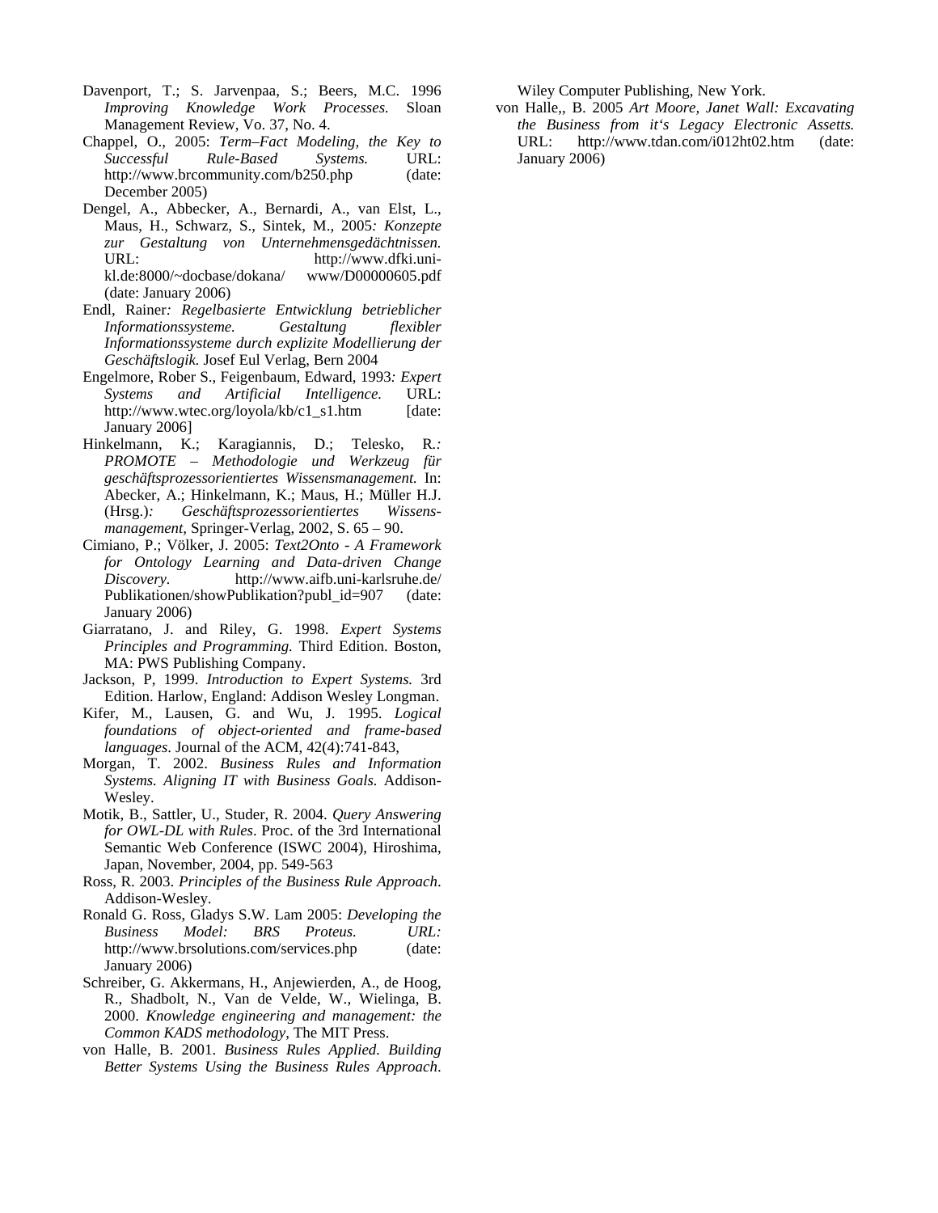Davenport, T.; S. Jarvenpaa, S.; Beers, M.C. 1996 *Improving Knowledge Work Processes.* Sloan Management Review, Vo. 37, No. 4.

Chappel, O., 2005: *Term–Fact Modeling, the Key to Successful Rule-Based Systems.* URL: http://www.brcommunity.com/b250.php (date: December 2005)

Dengel, A., Abbecker, A., Bernardi, A., van Elst, L., Maus, H., Schwarz, S., Sintek, M., 2005*: Konzepte zur Gestaltung von Unternehmensgedächtnissen.* URL: http://www.dfki.uni-kl.de:8000/~docbase/dokana/ www/D00000605.pdf (date: January 2006)

Endl, Rainer*: Regelbasierte Entwicklung betrieblicher Informationssysteme. Gestaltung flexibler Informationssysteme durch explizite Modellierung der Geschäftslogik.* Josef Eul Verlag, Bern 2004

Engelmore, Rober S., Feigenbaum, Edward, 1993*: Expert Systems and Artificial Intelligence.* URL: http://www.wtec.org/loyola/kb/c1_s1.htm [date: January 2006]

Hinkelmann, K.; Karagiannis, D.; Telesko, R*.: PROMOTE – Methodologie und Werkzeug für geschäftsprozessorientiertes Wissensmanagement.* In: Abecker, A.; Hinkelmann, K.; Maus, H.; Müller H.J. (Hrsg.)*: Geschäftsprozessorientiertes Wissens-management*, Springer-Verlag, 2002, S. 65 – 90.

Cimiano, P.; Völker, J. 2005: *Text2Onto - A Framework for Ontology Learning and Data-driven Change Discovery.* http://www.aifb.uni-karlsruhe.de/ Publikationen/showPublikation?publ_id=907 (date: January 2006)

Giarratano, J. and Riley, G. 1998. *Expert Systems Principles and Programming.* Third Edition. Boston, MA: PWS Publishing Company.

Jackson, P, 1999. *Introduction to Expert Systems.* 3rd Edition. Harlow, England: Addison Wesley Longman.

Kifer, M., Lausen, G. and Wu, J. 1995. *Logical foundations of object-oriented and frame-based languages*. Journal of the ACM, 42(4):741-843,

Morgan, T. 2002. *Business Rules and Information Systems. Aligning IT with Business Goals.* Addison-Wesley.

Motik, B., Sattler, U., Studer, R. 2004. *Query Answering for OWL-DL with Rules*. Proc. of the 3rd International Semantic Web Conference (ISWC 2004), Hiroshima, Japan, November, 2004, pp. 549-563

Ross, R. 2003. *Principles of the Business Rule Approach*. Addison-Wesley.

Ronald G. Ross, Gladys S.W. Lam 2005: *Developing the Business Model: BRS Proteus. URL:* http://www.brsolutions.com/services.php (date: January 2006)

Schreiber, G. Akkermans, H., Anjewierden, A., de Hoog, R., Shadbolt, N., Van de Velde, W., Wielinga, B. 2000. *Knowledge engineering and management: the Common KADS methodology*, The MIT Press.

von Halle, B. 2001. *Business Rules Applied. Building Better Systems Using the Business Rules Approach*. Wiley Computer Publishing, New York.

von Halle,, B. 2005 *Art Moore, Janet Wall: Excavating the Business from it's Legacy Electronic Assetts.* URL: http://www.tdan.com/i012ht02.htm (date: January 2006)